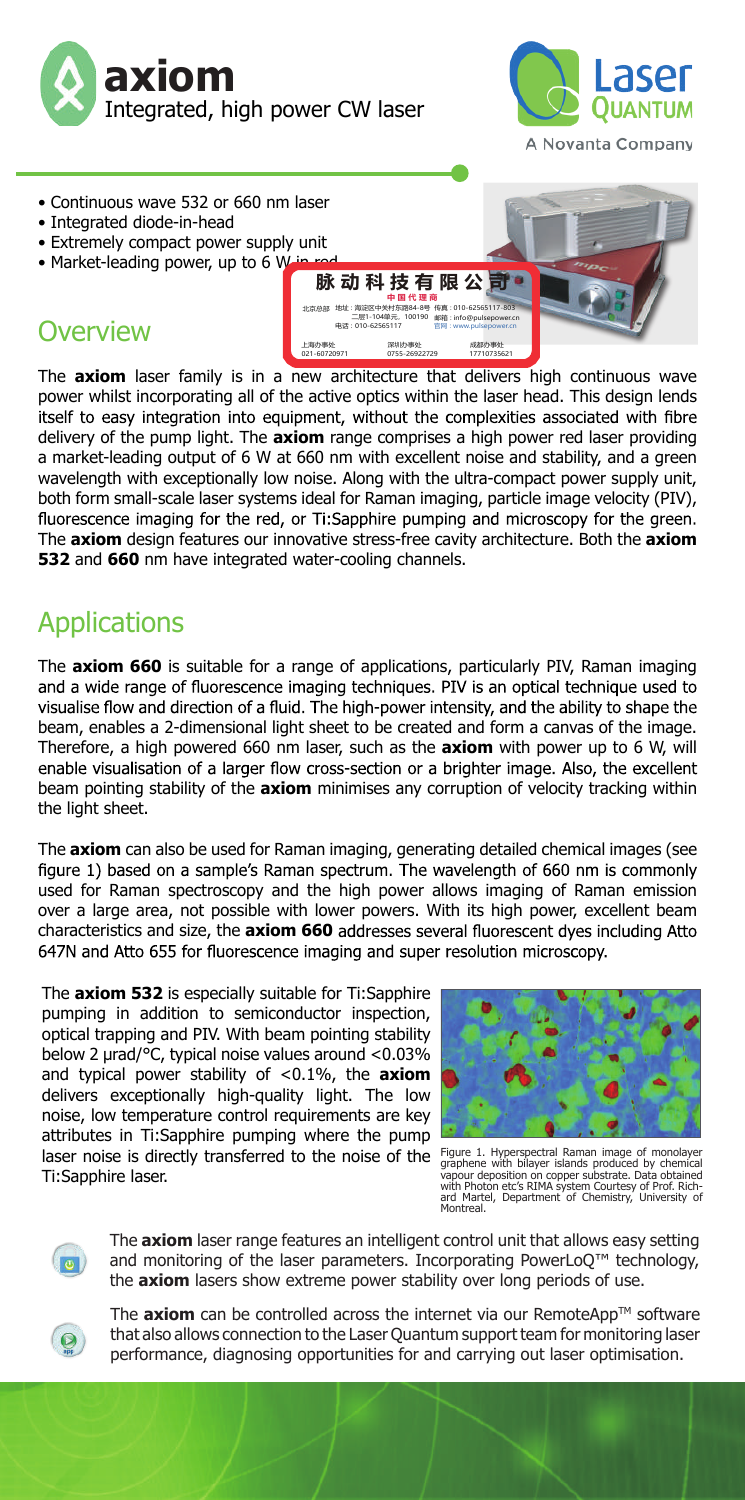# axiom

Integrated, high power CW laser

Laser Quantum

A Novanta Company

- Continuous wave 532 or 660 nm laser
- Integrated diode-in-head
- Extremely compact power supply unit
- Market-leading power, up to 6 W in red

脉动科技有限公司
中国代理商
北京总部 地址：海淀区中关村东路84-8号 二层1-104单元，100190 电话：010-62565117 传真：010-62565117-803 邮箱：info@pulsepower.cn 官网：www.pulsepower.cn
上海办事处 021-60720971 深圳办事处 0755-26922729 成都办事处 17710735621

## Overview

The **axiom** laser family is in a new architecture that delivers high continuous wave power whilst incorporating all of the active optics within the laser head. This design lends itself to easy integration into equipment, without the complexities associated with fibre delivery of the pump light. The **axiom** range comprises a high power red laser providing a market-leading output of 6 W at 660 nm with excellent noise and stability, and a green wavelength with exceptionally low noise. Along with the ultra-compact power supply unit, both form small-scale laser systems ideal for Raman imaging, particle image velocity (PIV), fluorescence imaging for the red, or Ti:Sapphire pumping and microscopy for the green. The **axiom** design features our innovative stress-free cavity architecture. Both the **axiom 532** and **660** nm have integrated water-cooling channels.

## Applications

The **axiom 660** is suitable for a range of applications, particularly PIV, Raman imaging and a wide range of fluorescence imaging techniques. PIV is an optical technique used to visualise flow and direction of a fluid. The high-power intensity, and the ability to shape the beam, enables a 2-dimensional light sheet to be created and form a canvas of the image. Therefore, a high powered 660 nm laser, such as the **axiom** with power up to 6 W, will enable visualisation of a larger flow cross-section or a brighter image. Also, the excellent beam pointing stability of the **axiom** minimises any corruption of velocity tracking within the light sheet.

The **axiom** can also be used for Raman imaging, generating detailed chemical images (see figure 1) based on a sample's Raman spectrum. The wavelength of 660 nm is commonly used for Raman spectroscopy and the high power allows imaging of Raman emission over a large area, not possible with lower powers. With its high power, excellent beam characteristics and size, the **axiom 660** addresses several fluorescent dyes including Atto 647N and Atto 655 for fluorescence imaging and super resolution microscopy.

The **axiom 532** is especially suitable for Ti:Sapphire pumping in addition to semiconductor inspection, optical trapping and PIV. With beam pointing stability below 2 µrad/°C, typical noise values around <0.03% and typical power stability of <0.1%, the **axiom** delivers exceptionally high-quality light. The low noise, low temperature control requirements are key attributes in Ti:Sapphire pumping where the pump laser noise is directly transferred to the noise of the Ti:Sapphire laser.

Figure 1. Hyperspectral Raman image of monolayer graphene with bilayer islands produced by chemical vapour deposition on copper substrate. Data obtained with Photon etc's RIMA system Courtesy of Prof. Richard Martel, Department of Chemistry, University of Montreal.

The **axiom** laser range features an intelligent control unit that allows easy setting and monitoring of the laser parameters. Incorporating PowerLoQ™ technology, the **axiom** lasers show extreme power stability over long periods of use.

The **axiom** can be controlled across the internet via our RemoteApp™ software that also allows connection to the Laser Quantum support team for monitoring laser performance, diagnosing opportunities for and carrying out laser optimisation.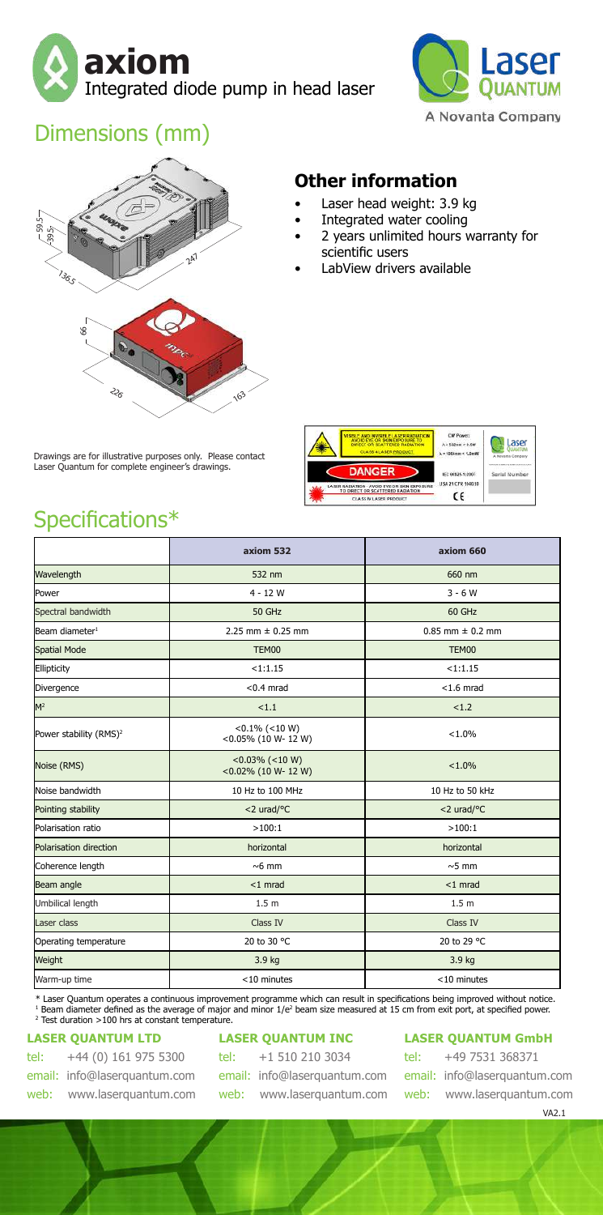# axiom

Integrated diode pump in head laser

## Dimensions (mm)

59.5
39.5
136.5
247

66
226
163

Drawings are for illustrative purposes only. Please contact Laser Quantum for complete engineer's drawings.

### Other information

- Laser head weight: 3.9 kg
- Integrated water cooling
- 2 years unlimited hours warranty for scientific users
- LabView drivers available

## Specifications*

| | axiom 532 | axiom 660 |
|---|---|---|
| Wavelength | 532 nm | 660 nm |
| Power | 4 - 12 W | 3 - 6 W |
| Spectral bandwidth | 50 GHz | 60 GHz |
| Beam diameter[1] | 2.25 mm ± 0.25 mm | 0.85 mm ± 0.2 mm |
| Spatial Mode | TEM00 | TEM00 |
| Ellipticity | <1:1.15 | <1:1.15 |
| Divergence | <0.4 mrad | <1.6 mrad |
| $M^2$ | <1.1 | <1.2 |
| Power stability (RMS)[2] | <0.1% (<10 W) <0.05% (10 W- 12 W) | <1.0% |
| Noise (RMS) | <0.03% (<10 W) <0.02% (10 W- 12 W) | <1.0% |
| Noise bandwidth | 10 Hz to 100 MHz | 10 Hz to 50 kHz |
| Pointing stability | <2 urad/°C | <2 urad/°C |
| Polarisation ratio | >100:1 | >100:1 |
| Polarisation direction | horizontal | horizontal |
| Coherence length | ~6 mm | ~5 mm |
| Beam angle | <1 mrad | <1 mrad |
| Umbilical length | 1.5 m | 1.5 m |
| Laser class | Class IV | Class IV |
| Operating temperature | 20 to 30 °C | 20 to 29 °C |
| Weight | 3.9 kg | 3.9 kg |
| Warm-up time | <10 minutes | <10 minutes |

* Laser Quantum operates a continuous improvement programme which can result in specifications being improved without notice.
[1] Beam diameter defined as the average of major and minor $1/e^2$ beam size measured at 15 cm from exit port, at specified power.
[2] Test duration >100 hrs at constant temperature.

**LASER QUANTUM LTD**
tel: +44 (0) 161 975 5300
email: info@laserquantum.com
web: www.laserquantum.com

**LASER QUANTUM INC**
tel: +1 510 210 3034
email: info@laserquantum.com
web: www.laserquantum.com

**LASER QUANTUM GmbH**
tel: +49 7531 368371
email: info@laserquantum.com
web: www.laserquantum.com

VA2.1